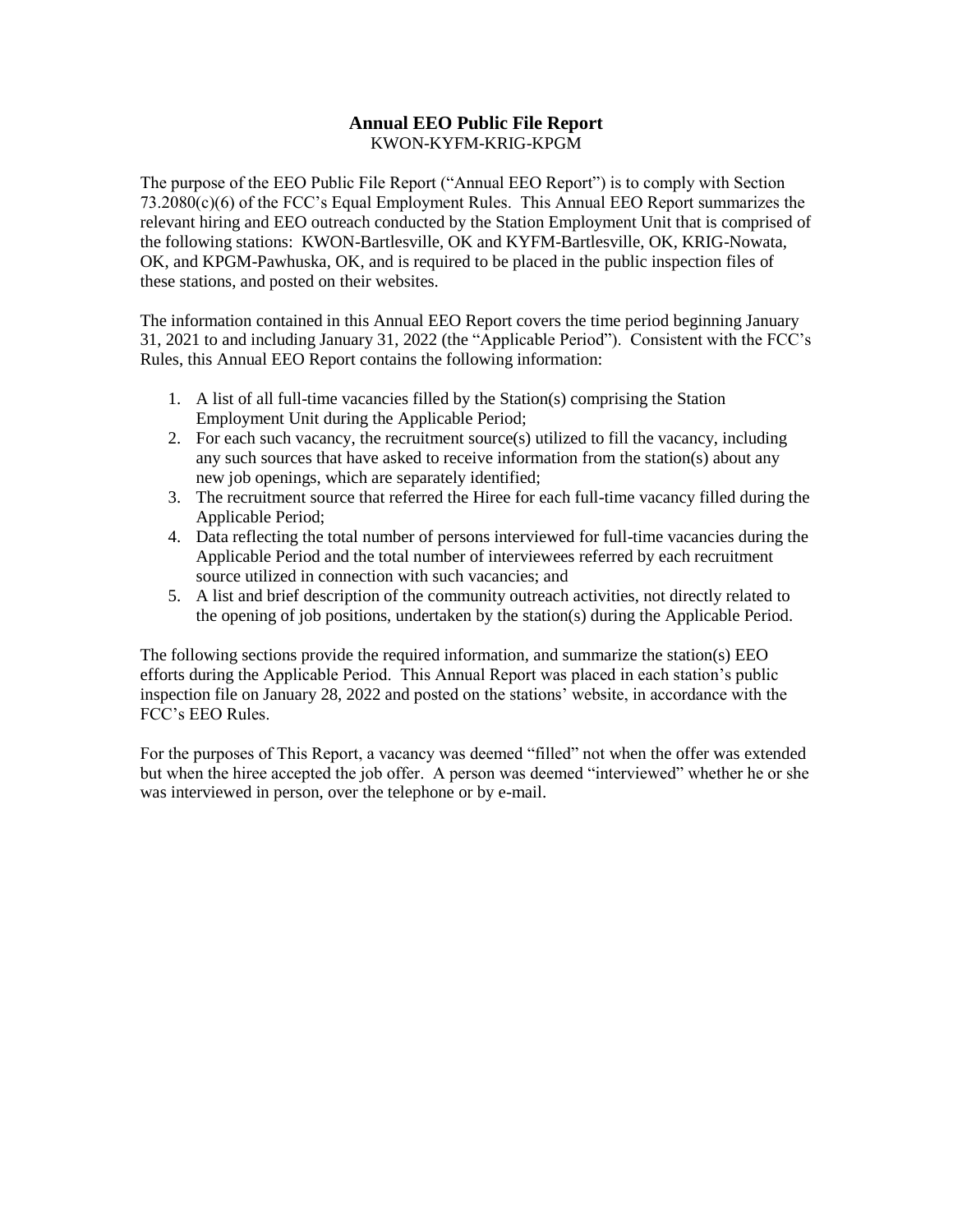# Annual EEO Public File Report

KWON-KYFM-KRIG-KPGM

The purpose of the EEO Public File Report ("Annual EEO Report") is to comply with Section 73.2080(c)(6) of the FCC's Equal Employment Rules. This Annual EEO Report summarizes the relevant hiring and EEO outreach conducted by the Station Employment Unit that is comprised of the following stations: KWON-Bartlesville, OK and KYFM-Bartlesville, OK, KRIG-Nowata, OK, and KPGM-Pawhuska, OK, and is required to be placed in the public inspection files of these stations, and posted on their websites.

The information contained in this Annual EEO Report covers the time period beginning January 31, 2021 to and including January 31, 2022 (the "Applicable Period"). Consistent with the FCC's Rules, this Annual EEO Report contains the following information:

1. A list of all full-time vacancies filled by the Station(s) comprising the Station Employment Unit during the Applicable Period;
2. For each such vacancy, the recruitment source(s) utilized to fill the vacancy, including any such sources that have asked to receive information from the station(s) about any new job openings, which are separately identified;
3. The recruitment source that referred the Hiree for each full-time vacancy filled during the Applicable Period;
4. Data reflecting the total number of persons interviewed for full-time vacancies during the Applicable Period and the total number of interviewees referred by each recruitment source utilized in connection with such vacancies; and
5. A list and brief description of the community outreach activities, not directly related to the opening of job positions, undertaken by the station(s) during the Applicable Period.

The following sections provide the required information, and summarize the station(s) EEO efforts during the Applicable Period. This Annual Report was placed in each station's public inspection file on January 28, 2022 and posted on the stations' website, in accordance with the FCC's EEO Rules.

For the purposes of This Report, a vacancy was deemed "filled" not when the offer was extended but when the hiree accepted the job offer. A person was deemed "interviewed" whether he or she was interviewed in person, over the telephone or by e-mail.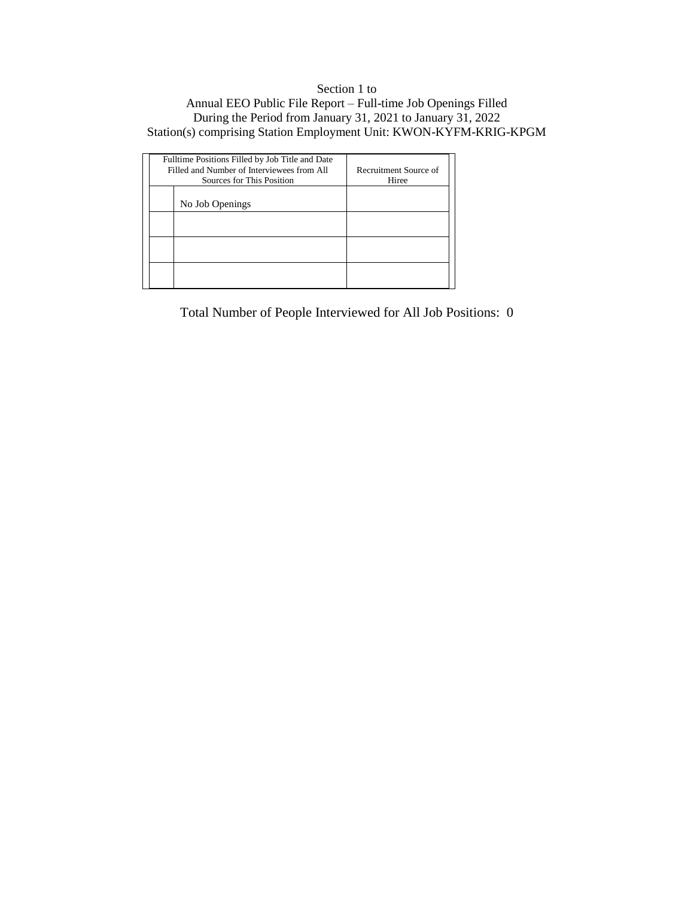Section 1 to
Annual EEO Public File Report – Full-time Job Openings Filled
During the Period from January 31, 2021 to January 31, 2022
Station(s) comprising Station Employment Unit: KWON-KYFM-KRIG-KPGM

| | Fulltime Positions Filled by Job Title and Date Filled and Number of Interviewees from All Sources for This Position | Recruitment Source of Hiree |
|---|---|---|
| | No Job Openings | |
| | | |
| | | |
| | | |

Total Number of People Interviewed for All Job Positions: 0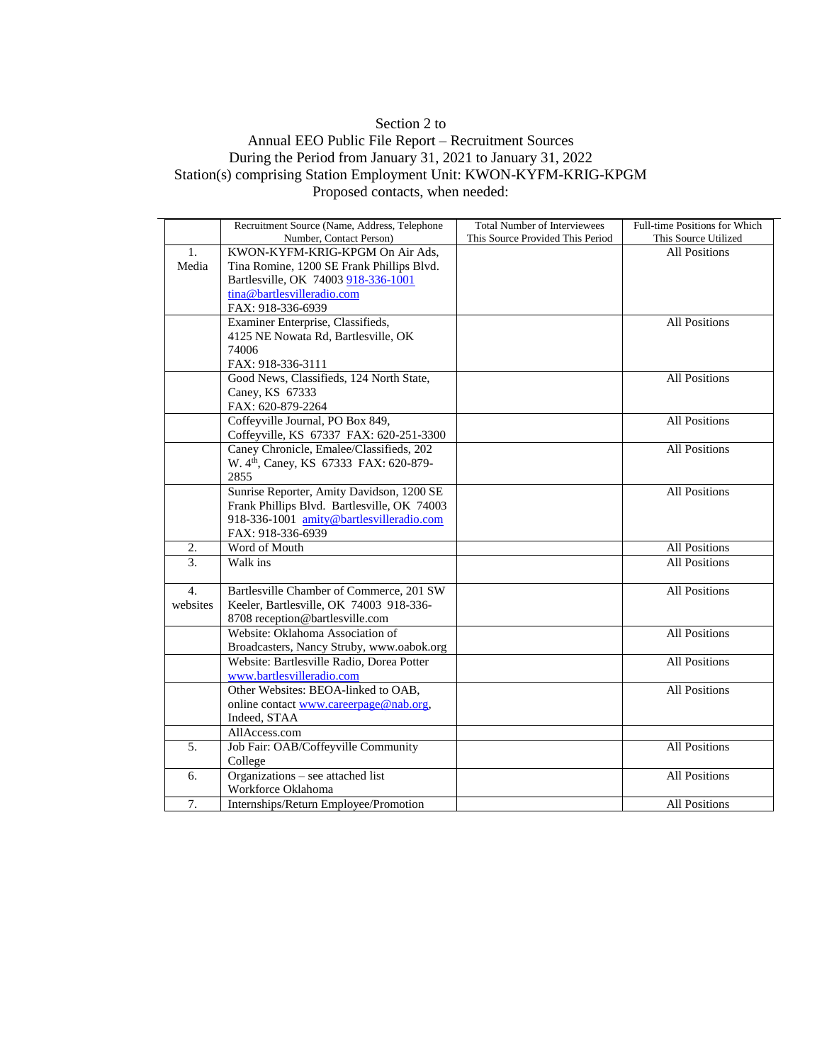Section 2 to
Annual EEO Public File Report – Recruitment Sources
During the Period from January 31, 2021 to January 31, 2022
Station(s) comprising Station Employment Unit: KWON-KYFM-KRIG-KPGM
Proposed contacts, when needed:

| | Recruitment Source (Name, Address, Telephone Number, Contact Person) | Total Number of Interviewees This Source Provided This Period | Full-time Positions for Which This Source Utilized |
|---|---|---|---|
| 1. Media | KWON-KYFM-KRIG-KPGM On Air Ads, Tina Romine, 1200 SE Frank Phillips Blvd. Bartlesville, OK 74003 918-336-1001 tina@bartlesvilleradio.com FAX: 918-336-6939 | | All Positions |
| | Examiner Enterprise, Classifieds, 4125 NE Nowata Rd, Bartlesville, OK 74006 FAX: 918-336-3111 | | All Positions |
| | Good News, Classifieds, 124 North State, Caney, KS 67333 FAX: 620-879-2264 | | All Positions |
| | Coffeyville Journal, PO Box 849, Coffeyville, KS 67337 FAX: 620-251-3300 | | All Positions |
| | Caney Chronicle, Emalee/Classifieds, 202 W. 4th, Caney, KS 67333 FAX: 620-879-2855 | | All Positions |
| | Sunrise Reporter, Amity Davidson, 1200 SE Frank Phillips Blvd. Bartlesville, OK 74003 918-336-1001 amity@bartlesvilleradio.com FAX: 918-336-6939 | | All Positions |
| 2. | Word of Mouth | | All Positions |
| 3. | Walk ins | | All Positions |
| 4. websites | Bartlesville Chamber of Commerce, 201 SW Keeler, Bartlesville, OK 74003 918-336-8708 reception@bartlesville.com | | All Positions |
| | Website: Oklahoma Association of Broadcasters, Nancy Struby, www.oabok.org | | All Positions |
| | Website: Bartlesville Radio, Dorea Potter www.bartlesvilleradio.com | | All Positions |
| | Other Websites: BEOA-linked to OAB, online contact www.careerpage@nab.org, Indeed, STAA | | All Positions |
| | AllAccess.com | | |
| 5. | Job Fair: OAB/Coffeyville Community College | | All Positions |
| 6. | Organizations – see attached list Workforce Oklahoma | | All Positions |
| 7. | Internships/Return Employee/Promotion | | All Positions |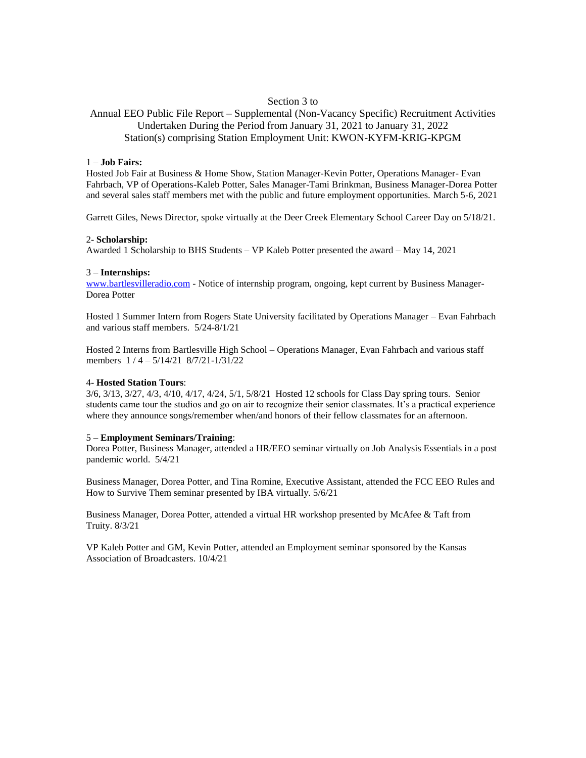Section 3 to

Annual EEO Public File Report – Supplemental (Non-Vacancy Specific) Recruitment Activities Undertaken During the Period from January 31, 2021 to January 31, 2022

Station(s) comprising Station Employment Unit: KWON-KYFM-KRIG-KPGM

1 – **Job Fairs:**

Hosted Job Fair at Business & Home Show, Station Manager-Kevin Potter, Operations Manager- Evan Fahrbach, VP of Operations-Kaleb Potter, Sales Manager-Tami Brinkman, Business Manager-Dorea Potter and several sales staff members met with the public and future employment opportunities. March 5-6, 2021

Garrett Giles, News Director, spoke virtually at the Deer Creek Elementary School Career Day on 5/18/21.

2- **Scholarship:**

Awarded 1 Scholarship to BHS Students – VP Kaleb Potter presented the award – May 14, 2021

3 – **Internships:**

www.bartlesvilleradio.com - Notice of internship program, ongoing, kept current by Business Manager-Dorea Potter

Hosted 1 Summer Intern from Rogers State University facilitated by Operations Manager – Evan Fahrbach and various staff members. 5/24-8/1/21

Hosted 2 Interns from Bartlesville High School – Operations Manager, Evan Fahrbach and various staff members 1 / 4 – 5/14/21 8/7/21-1/31/22

4- **Hosted Station Tours**:

3/6, 3/13, 3/27, 4/3, 4/10, 4/17, 4/24, 5/1, 5/8/21 Hosted 12 schools for Class Day spring tours. Senior students came tour the studios and go on air to recognize their senior classmates. It's a practical experience where they announce songs/remember when/and honors of their fellow classmates for an afternoon.

5 – **Employment Seminars/Training**:

Dorea Potter, Business Manager, attended a HR/EEO seminar virtually on Job Analysis Essentials in a post pandemic world. 5/4/21

Business Manager, Dorea Potter, and Tina Romine, Executive Assistant, attended the FCC EEO Rules and How to Survive Them seminar presented by IBA virtually. 5/6/21

Business Manager, Dorea Potter, attended a virtual HR workshop presented by McAfee & Taft from Truity. 8/3/21

VP Kaleb Potter and GM, Kevin Potter, attended an Employment seminar sponsored by the Kansas Association of Broadcasters. 10/4/21